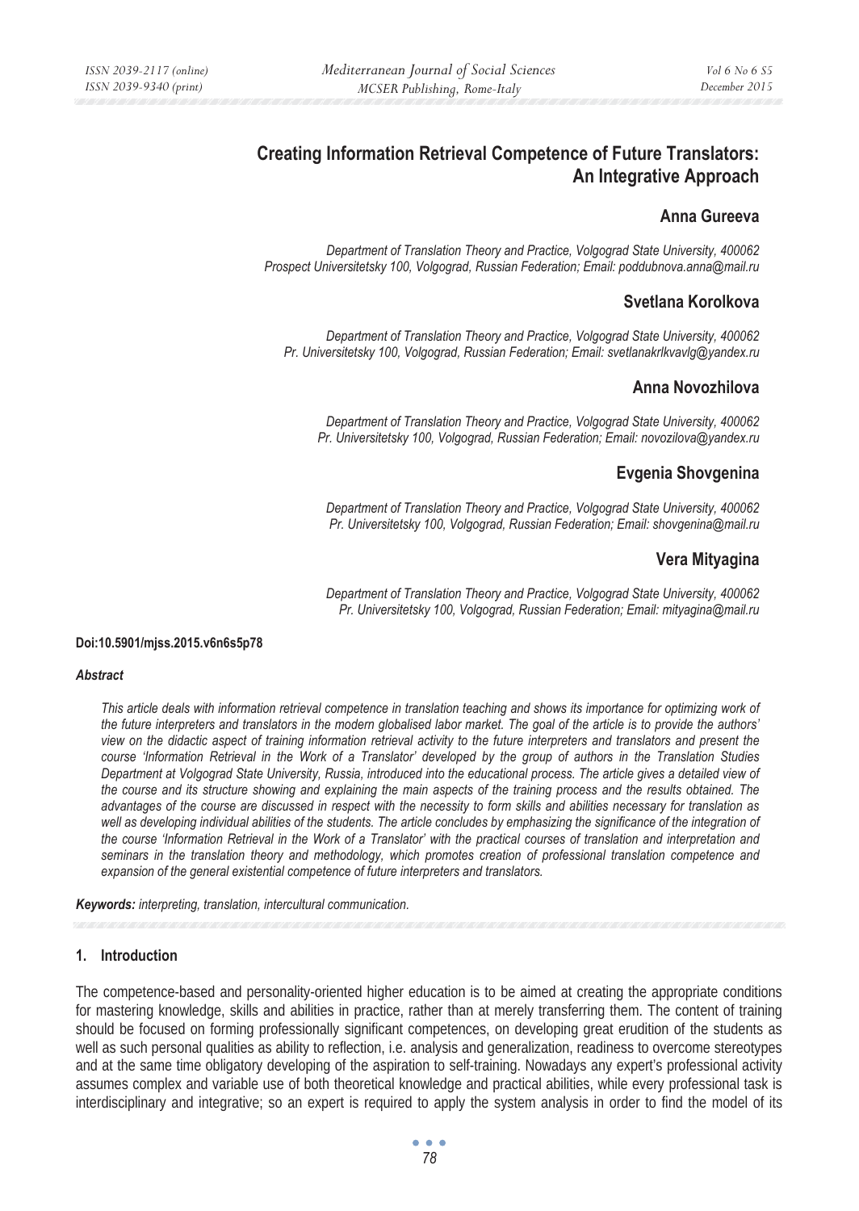# Creating Information Retrieval Competence of Future Translators: An Integrative Approach

## Anna Gureeva

*Department of Translation Theory and Practice, Volgograd State University, 400062 Prospect Universitetsky 100, Volgograd, Russian Federation; Email: poddubnova.anna@mail.ru*

## Svetlana Korolkova

*Department of Translation Theory and Practice, Volgograd State University, 400062 Pr. Universitetsky 100, Volgograd, Russian Federation; Email: svetlanakrlkvavlg@yandex.ru*

## Anna Novozhilova

*Department of Translation Theory and Practice, Volgograd State University, 400062 Pr. Universitetsky 100, Volgograd, Russian Federation; Email: novozilova@yandex.ru*

## Evgenia Shovgenina

*Department of Translation Theory and Practice, Volgograd State University, 400062 Pr. Universitetsky 100, Volgograd, Russian Federation; Email: shovgenina@mail.ru*

## Vera Mityagina

*Department of Translation Theory and Practice, Volgograd State University, 400062 Pr. Universitetsky 100, Volgograd, Russian Federation; Email: mityagina@mail.ru*

**Doi:10.5901/mjss.2015.v6n6s5p78**

***Abstract***

*This article deals with information retrieval competence in translation teaching and shows its importance for optimizing work of the future interpreters and translators in the modern globalised labor market. The goal of the article is to provide the authors' view on the didactic aspect of training information retrieval activity to the future interpreters and translators and present the course 'Information Retrieval in the Work of a Translator' developed by the group of authors in the Translation Studies Department at Volgograd State University, Russia, introduced into the educational process. The article gives a detailed view of the course and its structure showing and explaining the main aspects of the training process and the results obtained. The advantages of the course are discussed in respect with the necessity to form skills and abilities necessary for translation as well as developing individual abilities of the students. The article concludes by emphasizing the significance of the integration of the course 'Information Retrieval in the Work of a Translator' with the practical courses of translation and interpretation and seminars in the translation theory and methodology, which promotes creation of professional translation competence and expansion of the general existential competence of future interpreters and translators.*

***Keywords:*** *interpreting, translation, intercultural communication.*

## 1. Introduction

The competence-based and personality-oriented higher education is to be aimed at creating the appropriate conditions for mastering knowledge, skills and abilities in practice, rather than at merely transferring them. The content of training should be focused on forming professionally significant competences, on developing great erudition of the students as well as such personal qualities as ability to reflection, i.e. analysis and generalization, readiness to overcome stereotypes and at the same time obligatory developing of the aspiration to self-training. Nowadays any expert's professional activity assumes complex and variable use of both theoretical knowledge and practical abilities, while every professional task is interdisciplinary and integrative; so an expert is required to apply the system analysis in order to find the model of its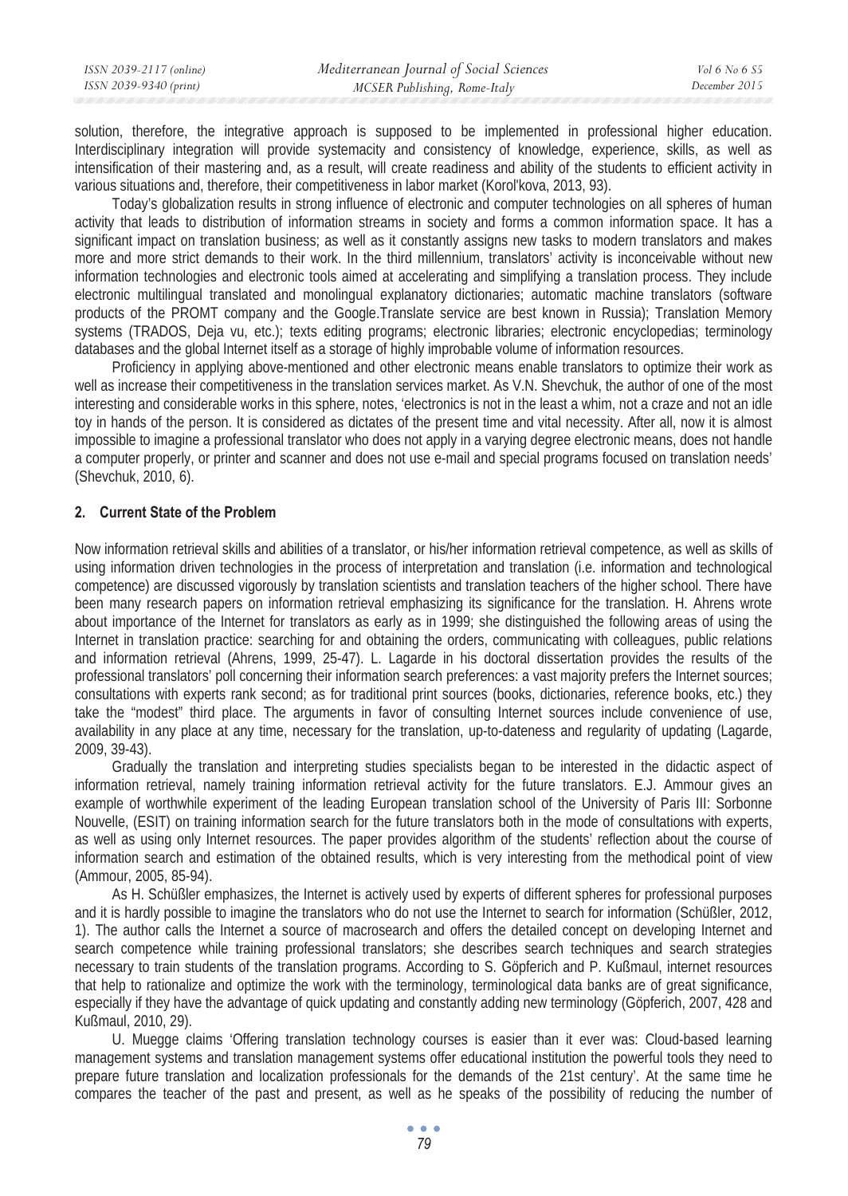solution, therefore, the integrative approach is supposed to be implemented in professional higher education. Interdisciplinary integration will provide systemacity and consistency of knowledge, experience, skills, as well as intensification of their mastering and, as a result, will create readiness and ability of the students to efficient activity in various situations and, therefore, their competitiveness in labor market (Korol'kova, 2013, 93).

Today's globalization results in strong influence of electronic and computer technologies on all spheres of human activity that leads to distribution of information streams in society and forms a common information space. It has a significant impact on translation business; as well as it constantly assigns new tasks to modern translators and makes more and more strict demands to their work. In the third millennium, translators' activity is inconceivable without new information technologies and electronic tools aimed at accelerating and simplifying a translation process. They include electronic multilingual translated and monolingual explanatory dictionaries; automatic machine translators (software products of the PROMT company and the Google.Translate service are best known in Russia); Translation Memory systems (TRADOS, Deja vu, etc.); texts editing programs; electronic libraries; electronic encyclopedias; terminology databases and the global Internet itself as a storage of highly improbable volume of information resources.

Proficiency in applying above-mentioned and other electronic means enable translators to optimize their work as well as increase their competitiveness in the translation services market. As V.N. Shevchuk, the author of one of the most interesting and considerable works in this sphere, notes, 'electronics is not in the least a whim, not a craze and not an idle toy in hands of the person. It is considered as dictates of the present time and vital necessity. After all, now it is almost impossible to imagine a professional translator who does not apply in a varying degree electronic means, does not handle a computer properly, or printer and scanner and does not use e-mail and special programs focused on translation needs' (Shevchuk, 2010, 6).

## 2. Current State of the Problem

Now information retrieval skills and abilities of a translator, or his/her information retrieval competence, as well as skills of using information driven technologies in the process of interpretation and translation (i.e. information and technological competence) are discussed vigorously by translation scientists and translation teachers of the higher school. There have been many research papers on information retrieval emphasizing its significance for the translation. H. Ahrens wrote about importance of the Internet for translators as early as in 1999; she distinguished the following areas of using the Internet in translation practice: searching for and obtaining the orders, communicating with colleagues, public relations and information retrieval (Ahrens, 1999, 25-47). L. Lagarde in his doctoral dissertation provides the results of the professional translators' poll concerning their information search preferences: a vast majority prefers the Internet sources; consultations with experts rank second; as for traditional print sources (books, dictionaries, reference books, etc.) they take the "modest" third place. The arguments in favor of consulting Internet sources include convenience of use, availability in any place at any time, necessary for the translation, up-to-dateness and regularity of updating (Lagarde, 2009, 39-43).

Gradually the translation and interpreting studies specialists began to be interested in the didactic aspect of information retrieval, namely training information retrieval activity for the future translators. E.J. Ammour gives an example of worthwhile experiment of the leading European translation school of the University of Paris III: Sorbonne Nouvelle, (ESIT) on training information search for the future translators both in the mode of consultations with experts, as well as using only Internet resources. The paper provides algorithm of the students' reflection about the course of information search and estimation of the obtained results, which is very interesting from the methodical point of view (Ammour, 2005, 85-94).

As H. Schüßler emphasizes, the Internet is actively used by experts of different spheres for professional purposes and it is hardly possible to imagine the translators who do not use the Internet to search for information (Schüßler, 2012, 1). The author calls the Internet a source of macrosearch and offers the detailed concept on developing Internet and search competence while training professional translators; she describes search techniques and search strategies necessary to train students of the translation programs. According to S. Göpferich and P. Kußmaul, internet resources that help to rationalize and optimize the work with the terminology, terminological data banks are of great significance, especially if they have the advantage of quick updating and constantly adding new terminology (Göpferich, 2007, 428 and Kußmaul, 2010, 29).

U. Muegge claims 'Offering translation technology courses is easier than it ever was: Cloud-based learning management systems and translation management systems offer educational institution the powerful tools they need to prepare future translation and localization professionals for the demands of the 21st century'. At the same time he compares the teacher of the past and present, as well as he speaks of the possibility of reducing the number of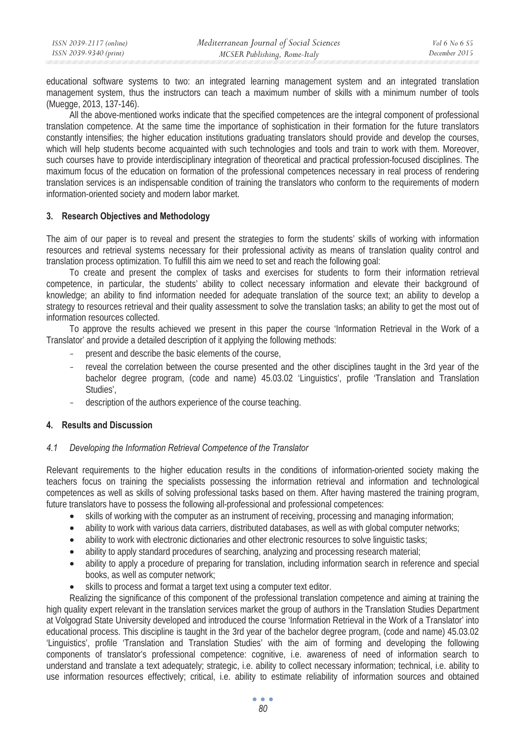educational software systems to two: an integrated learning management system and an integrated translation management system, thus the instructors can teach a maximum number of skills with a minimum number of tools (Muegge, 2013, 137-146).

All the above-mentioned works indicate that the specified competences are the integral component of professional translation competence. At the same time the importance of sophistication in their formation for the future translators constantly intensifies; the higher education institutions graduating translators should provide and develop the courses, which will help students become acquainted with such technologies and tools and train to work with them. Moreover, such courses have to provide interdisciplinary integration of theoretical and practical profession-focused disciplines. The maximum focus of the education on formation of the professional competences necessary in real process of rendering translation services is an indispensable condition of training the translators who conform to the requirements of modern information-oriented society and modern labor market.

## 3. Research Objectives and Methodology

The aim of our paper is to reveal and present the strategies to form the students' skills of working with information resources and retrieval systems necessary for their professional activity as means of translation quality control and translation process optimization. To fulfill this aim we need to set and reach the following goal:

To create and present the complex of tasks and exercises for students to form their information retrieval competence, in particular, the students' ability to collect necessary information and elevate their background of knowledge; an ability to find information needed for adequate translation of the source text; an ability to develop a strategy to resources retrieval and their quality assessment to solve the translation tasks; an ability to get the most out of information resources collected.

To approve the results achieved we present in this paper the course 'Information Retrieval in the Work of a Translator' and provide a detailed description of it applying the following methods:

- present and describe the basic elements of the course,
- reveal the correlation between the course presented and the other disciplines taught in the 3rd year of the bachelor degree program, (code and name) 45.03.02 'Linguistics', profile 'Translation and Translation Studies',
- description of the authors experience of the course teaching.

## 4. Results and Discussion

### *4.1 Developing the Information Retrieval Competence of the Translator*

Relevant requirements to the higher education results in the conditions of information-oriented society making the teachers focus on training the specialists possessing the information retrieval and information and technological competences as well as skills of solving professional tasks based on them. After having mastered the training program, future translators have to possess the following all-professional and professional competences:

- skills of working with the computer as an instrument of receiving, processing and managing information;
- ability to work with various data carriers, distributed databases, as well as with global computer networks;
- ability to work with electronic dictionaries and other electronic resources to solve linguistic tasks;
- ability to apply standard procedures of searching, analyzing and processing research material;
- ability to apply a procedure of preparing for translation, including information search in reference and special books, as well as computer network;
- skills to process and format a target text using a computer text editor.

Realizing the significance of this component of the professional translation competence and aiming at training the high quality expert relevant in the translation services market the group of authors in the Translation Studies Department at Volgograd State University developed and introduced the course 'Information Retrieval in the Work of a Translator' into educational process. This discipline is taught in the 3rd year of the bachelor degree program, (code and name) 45.03.02 'Linguistics', profile 'Translation and Translation Studies' with the aim of forming and developing the following components of translator's professional competence: cognitive, i.e. awareness of need of information search to understand and translate a text adequately; strategic, i.e. ability to collect necessary information; technical, i.e. ability to use information resources effectively; critical, i.e. ability to estimate reliability of information sources and obtained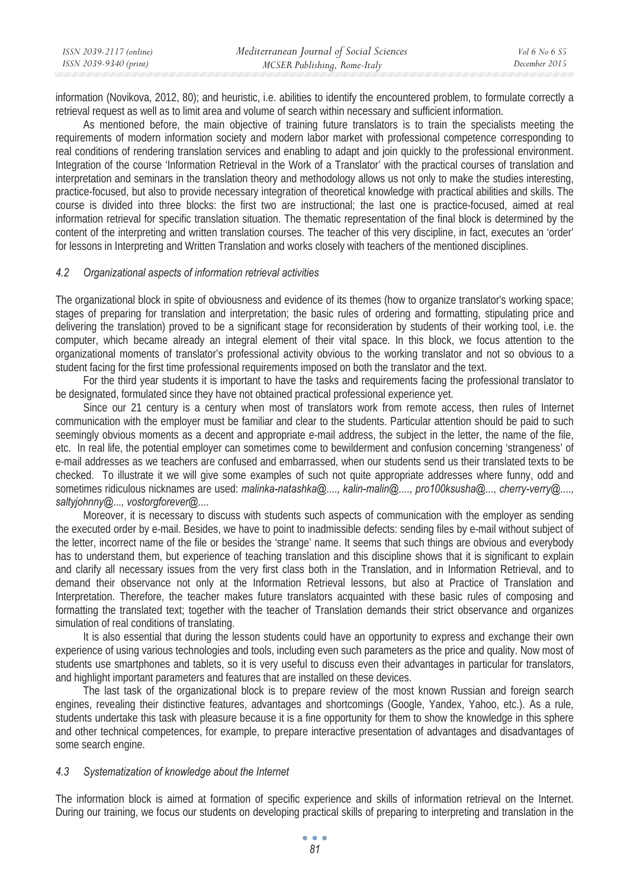information (Novikova, 2012, 80); and heuristic, i.e. abilities to identify the encountered problem, to formulate correctly a retrieval request as well as to limit area and volume of search within necessary and sufficient information.

As mentioned before, the main objective of training future translators is to train the specialists meeting the requirements of modern information society and modern labor market with professional competence corresponding to real conditions of rendering translation services and enabling to adapt and join quickly to the professional environment. Integration of the course 'Information Retrieval in the Work of a Translator' with the practical courses of translation and interpretation and seminars in the translation theory and methodology allows us not only to make the studies interesting, practice-focused, but also to provide necessary integration of theoretical knowledge with practical abilities and skills. The course is divided into three blocks: the first two are instructional; the last one is practice-focused, aimed at real information retrieval for specific translation situation. The thematic representation of the final block is determined by the content of the interpreting and written translation courses. The teacher of this very discipline, in fact, executes an 'order' for lessons in Interpreting and Written Translation and works closely with teachers of the mentioned disciplines.

### *4.2 Organizational aspects of information retrieval activities*

The organizational block in spite of obviousness and evidence of its themes (how to organize translator's working space; stages of preparing for translation and interpretation; the basic rules of ordering and formatting, stipulating price and delivering the translation) proved to be a significant stage for reconsideration by students of their working tool, i.e. the computer, which became already an integral element of their vital space. In this block, we focus attention to the organizational moments of translator's professional activity obvious to the working translator and not so obvious to a student facing for the first time professional requirements imposed on both the translator and the text.

For the third year students it is important to have the tasks and requirements facing the professional translator to be designated, formulated since they have not obtained practical professional experience yet.

Since our 21 century is a century when most of translators work from remote access, then rules of Internet communication with the employer must be familiar and clear to the students. Particular attention should be paid to such seemingly obvious moments as a decent and appropriate e-mail address, the subject in the letter, the name of the file, etc. In real life, the potential employer can sometimes come to bewilderment and confusion concerning 'strangeness' of e-mail addresses as we teachers are confused and embarrassed, when our students send us their translated texts to be checked. To illustrate it we will give some examples of such not quite appropriate addresses where funny, odd and sometimes ridiculous nicknames are used: *malinka-natashka@...., kalin-malin@...., pro100ksusha@..., cherry-verry@...., saltyjohnny@..., vostorgforever@....*

Moreover, it is necessary to discuss with students such aspects of communication with the employer as sending the executed order by e-mail. Besides, we have to point to inadmissible defects: sending files by e-mail without subject of the letter, incorrect name of the file or besides the 'strange' name. It seems that such things are obvious and everybody has to understand them, but experience of teaching translation and this discipline shows that it is significant to explain and clarify all necessary issues from the very first class both in the Translation, and in Information Retrieval, and to demand their observance not only at the Information Retrieval lessons, but also at Practice of Translation and Interpretation. Therefore, the teacher makes future translators acquainted with these basic rules of composing and formatting the translated text; together with the teacher of Translation demands their strict observance and organizes simulation of real conditions of translating.

It is also essential that during the lesson students could have an opportunity to express and exchange their own experience of using various technologies and tools, including even such parameters as the price and quality. Now most of students use smartphones and tablets, so it is very useful to discuss even their advantages in particular for translators, and highlight important parameters and features that are installed on these devices.

The last task of the organizational block is to prepare review of the most known Russian and foreign search engines, revealing their distinctive features, advantages and shortcomings (Google, Yandex, Yahoo, etc.). As a rule, students undertake this task with pleasure because it is a fine opportunity for them to show the knowledge in this sphere and other technical competences, for example, to prepare interactive presentation of advantages and disadvantages of some search engine.

### *4.3 Systematization of knowledge about the Internet*

The information block is aimed at formation of specific experience and skills of information retrieval on the Internet. During our training, we focus our students on developing practical skills of preparing to interpreting and translation in the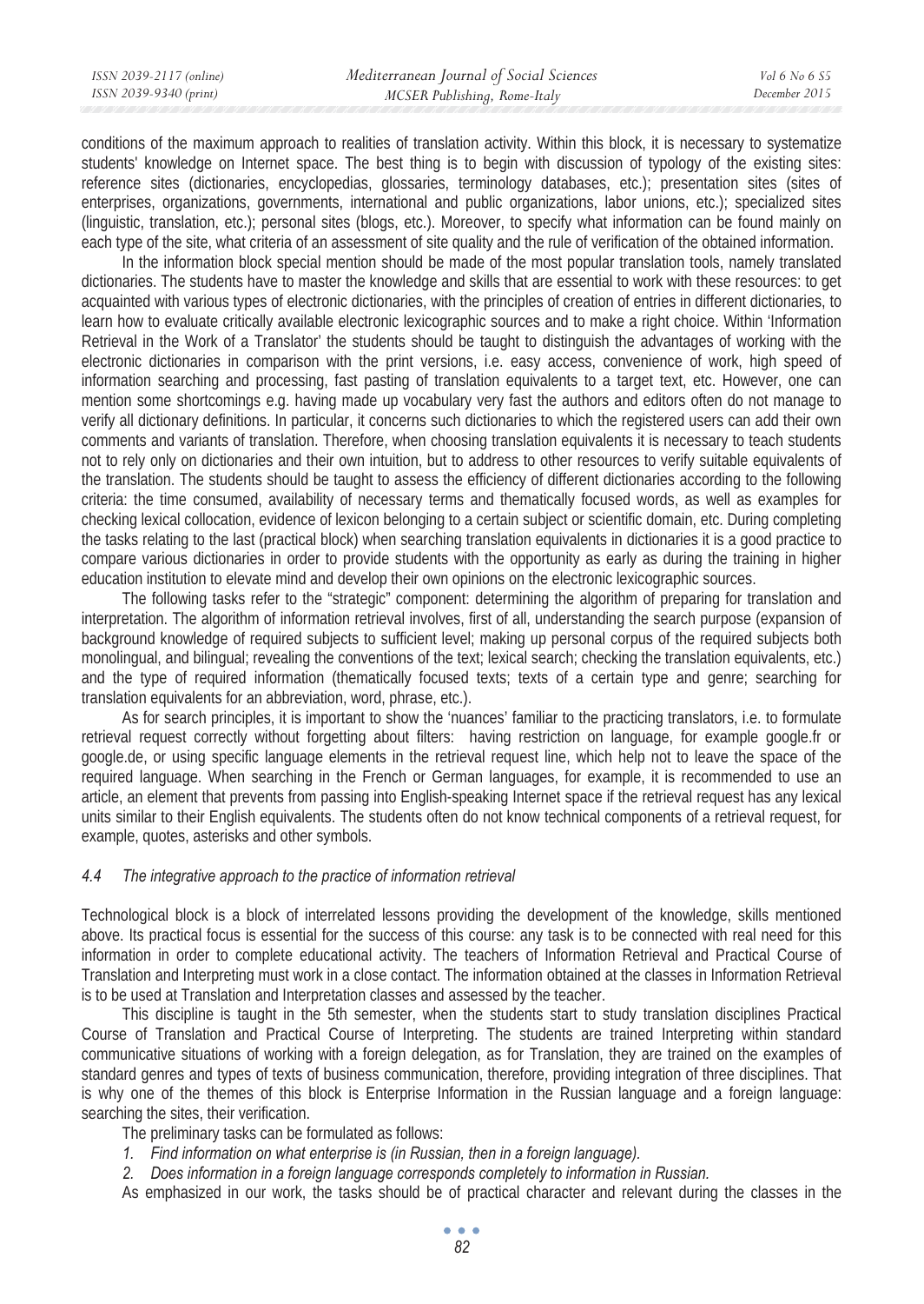conditions of the maximum approach to realities of translation activity. Within this block, it is necessary to systematize students' knowledge on Internet space. The best thing is to begin with discussion of typology of the existing sites: reference sites (dictionaries, encyclopedias, glossaries, terminology databases, etc.); presentation sites (sites of enterprises, organizations, governments, international and public organizations, labor unions, etc.); specialized sites (linguistic, translation, etc.); personal sites (blogs, etc.). Moreover, to specify what information can be found mainly on each type of the site, what criteria of an assessment of site quality and the rule of verification of the obtained information.

In the information block special mention should be made of the most popular translation tools, namely translated dictionaries. The students have to master the knowledge and skills that are essential to work with these resources: to get acquainted with various types of electronic dictionaries, with the principles of creation of entries in different dictionaries, to learn how to evaluate critically available electronic lexicographic sources and to make a right choice. Within 'Information Retrieval in the Work of a Translator' the students should be taught to distinguish the advantages of working with the electronic dictionaries in comparison with the print versions, i.e. easy access, convenience of work, high speed of information searching and processing, fast pasting of translation equivalents to a target text, etc. However, one can mention some shortcomings e.g. having made up vocabulary very fast the authors and editors often do not manage to verify all dictionary definitions. In particular, it concerns such dictionaries to which the registered users can add their own comments and variants of translation. Therefore, when choosing translation equivalents it is necessary to teach students not to rely only on dictionaries and their own intuition, but to address to other resources to verify suitable equivalents of the translation. The students should be taught to assess the efficiency of different dictionaries according to the following criteria: the time consumed, availability of necessary terms and thematically focused words, as well as examples for checking lexical collocation, evidence of lexicon belonging to a certain subject or scientific domain, etc. During completing the tasks relating to the last (practical block) when searching translation equivalents in dictionaries it is a good practice to compare various dictionaries in order to provide students with the opportunity as early as during the training in higher education institution to elevate mind and develop their own opinions on the electronic lexicographic sources.

The following tasks refer to the "strategic" component: determining the algorithm of preparing for translation and interpretation. The algorithm of information retrieval involves, first of all, understanding the search purpose (expansion of background knowledge of required subjects to sufficient level; making up personal corpus of the required subjects both monolingual, and bilingual; revealing the conventions of the text; lexical search; checking the translation equivalents, etc.) and the type of required information (thematically focused texts; texts of a certain type and genre; searching for translation equivalents for an abbreviation, word, phrase, etc.).

As for search principles, it is important to show the 'nuances' familiar to the practicing translators, i.e. to formulate retrieval request correctly without forgetting about filters: having restriction on language, for example google.fr or google.de, or using specific language elements in the retrieval request line, which help not to leave the space of the required language. When searching in the French or German languages, for example, it is recommended to use an article, an element that prevents from passing into English-speaking Internet space if the retrieval request has any lexical units similar to their English equivalents. The students often do not know technical components of a retrieval request, for example, quotes, asterisks and other symbols.

### *4.4 The integrative approach to the practice of information retrieval*

Technological block is a block of interrelated lessons providing the development of the knowledge, skills mentioned above. Its practical focus is essential for the success of this course: any task is to be connected with real need for this information in order to complete educational activity. The teachers of Information Retrieval and Practical Course of Translation and Interpreting must work in a close contact. The information obtained at the classes in Information Retrieval is to be used at Translation and Interpretation classes and assessed by the teacher.

This discipline is taught in the 5th semester, when the students start to study translation disciplines Practical Course of Translation and Practical Course of Interpreting. The students are trained Interpreting within standard communicative situations of working with a foreign delegation, as for Translation, they are trained on the examples of standard genres and types of texts of business communication, therefore, providing integration of three disciplines. That is why one of the themes of this block is Enterprise Information in the Russian language and a foreign language: searching the sites, their verification.

The preliminary tasks can be formulated as follows:

1. *Find information on what enterprise is (in Russian, then in a foreign language).*
2. *Does information in a foreign language corresponds completely to information in Russian.*

As emphasized in our work, the tasks should be of practical character and relevant during the classes in the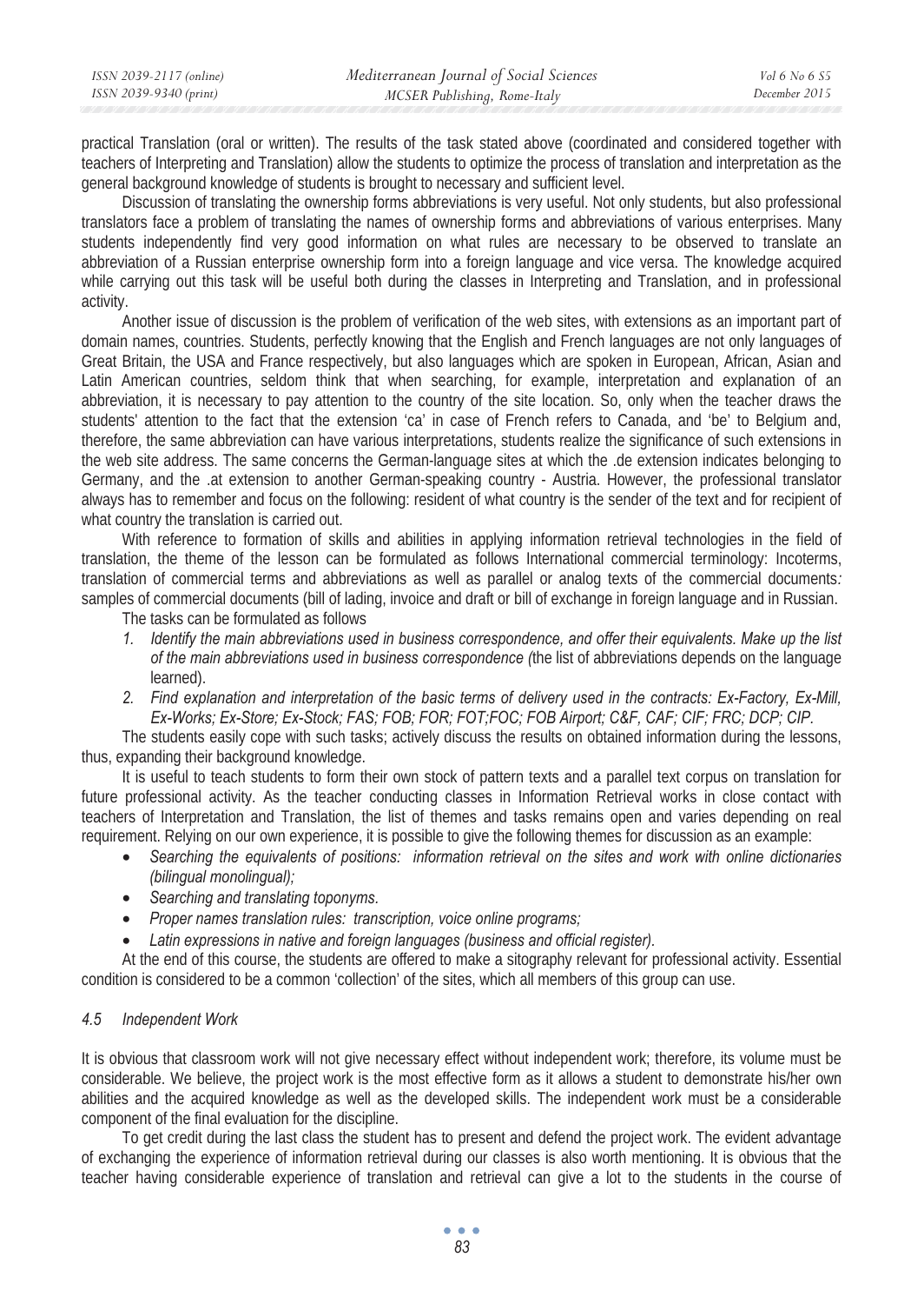practical Translation (oral or written). The results of the task stated above (coordinated and considered together with teachers of Interpreting and Translation) allow the students to optimize the process of translation and interpretation as the general background knowledge of students is brought to necessary and sufficient level.

Discussion of translating the ownership forms abbreviations is very useful. Not only students, but also professional translators face a problem of translating the names of ownership forms and abbreviations of various enterprises. Many students independently find very good information on what rules are necessary to be observed to translate an abbreviation of a Russian enterprise ownership form into a foreign language and vice versa. The knowledge acquired while carrying out this task will be useful both during the classes in Interpreting and Translation, and in professional activity.

Another issue of discussion is the problem of verification of the web sites, with extensions as an important part of domain names, countries. Students, perfectly knowing that the English and French languages are not only languages of Great Britain, the USA and France respectively, but also languages which are spoken in European, African, Asian and Latin American countries, seldom think that when searching, for example, interpretation and explanation of an abbreviation, it is necessary to pay attention to the country of the site location. So, only when the teacher draws the students' attention to the fact that the extension 'ca' in case of French refers to Canada, and 'be' to Belgium and, therefore, the same abbreviation can have various interpretations, students realize the significance of such extensions in the web site address. The same concerns the German-language sites at which the .de extension indicates belonging to Germany, and the .at extension to another German-speaking country - Austria. However, the professional translator always has to remember and focus on the following: resident of what country is the sender of the text and for recipient of what country the translation is carried out.

With reference to formation of skills and abilities in applying information retrieval technologies in the field of translation, the theme of the lesson can be formulated as follows International commercial terminology: Incoterms, translation of commercial terms and abbreviations as well as parallel or analog texts of the commercial documents*:* samples of commercial documents (bill of lading, invoice and draft or bill of exchange in foreign language and in Russian.

The tasks can be formulated as follows

1. *Identify the main abbreviations used in business correspondence, and offer their equivalents. Make up the list of the main abbreviations used in business correspondence (*the list of abbreviations depends on the language learned).
2. *Find explanation and interpretation of the basic terms of delivery used in the contracts: Ex-Factory, Ex-Mill, Ex-Works; Ex-Store; Ex-Stock; FAS; FOB; FOR; FOT;FOC; FOB Airport; C&F, CAF; CIF; FRC; DCP; CIP.*

The students easily cope with such tasks; actively discuss the results on obtained information during the lessons, thus, expanding their background knowledge.

It is useful to teach students to form their own stock of pattern texts and a parallel text corpus on translation for future professional activity. As the teacher conducting classes in Information Retrieval works in close contact with teachers of Interpretation and Translation, the list of themes and tasks remains open and varies depending on real requirement. Relying on our own experience, it is possible to give the following themes for discussion as an example:

- *Searching the equivalents of positions: information retrieval on the sites and work with online dictionaries (bilingual monolingual);*
- *Searching and translating toponyms.*
- *Proper names translation rules: transcription, voice online programs;*
- *Latin expressions in native and foreign languages (business and official register).*

At the end of this course, the students are offered to make a sitography relevant for professional activity. Essential condition is considered to be a common 'collection' of the sites, which all members of this group can use.

### *4.5 Independent Work*

It is obvious that classroom work will not give necessary effect without independent work; therefore, its volume must be considerable. We believe, the project work is the most effective form as it allows a student to demonstrate his/her own abilities and the acquired knowledge as well as the developed skills. The independent work must be a considerable component of the final evaluation for the discipline.

To get credit during the last class the student has to present and defend the project work. The evident advantage of exchanging the experience of information retrieval during our classes is also worth mentioning. It is obvious that the teacher having considerable experience of translation and retrieval can give a lot to the students in the course of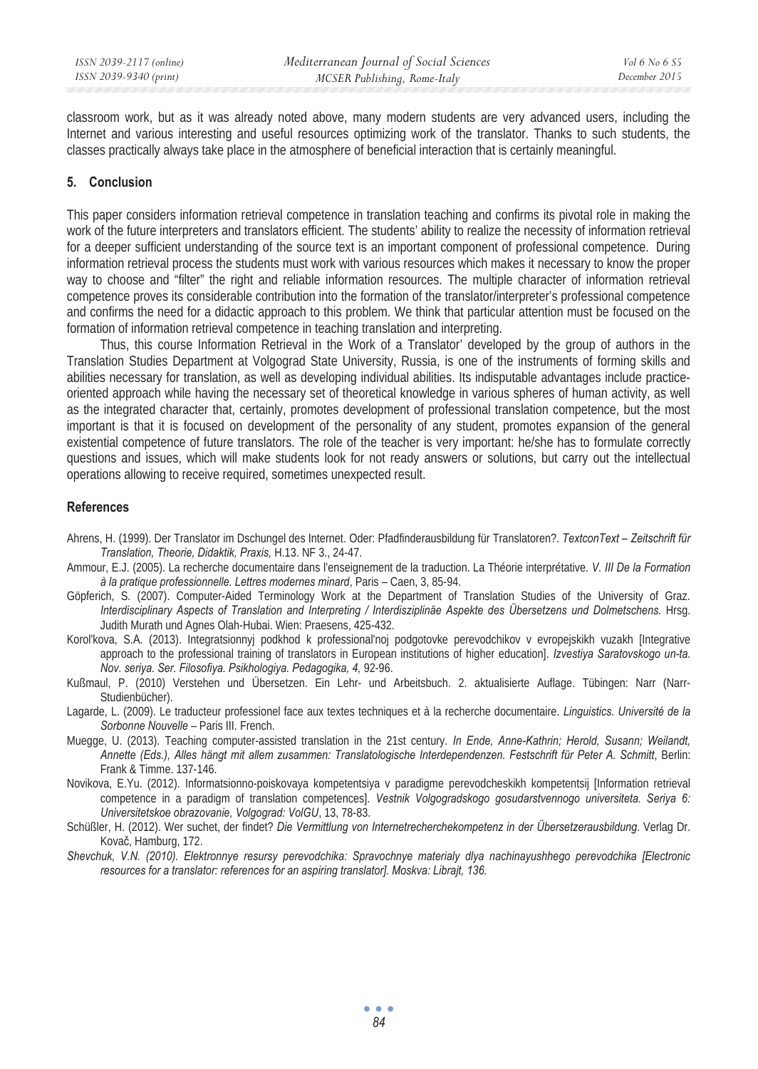classroom work, but as it was already noted above, many modern students are very advanced users, including the Internet and various interesting and useful resources optimizing work of the translator. Thanks to such students, the classes practically always take place in the atmosphere of beneficial interaction that is certainly meaningful.

## 5. Conclusion

This paper considers information retrieval competence in translation teaching and confirms its pivotal role in making the work of the future interpreters and translators efficient. The students' ability to realize the necessity of information retrieval for a deeper sufficient understanding of the source text is an important component of professional competence. During information retrieval process the students must work with various resources which makes it necessary to know the proper way to choose and "filter" the right and reliable information resources. The multiple character of information retrieval competence proves its considerable contribution into the formation of the translator/interpreter's professional competence and confirms the need for a didactic approach to this problem. We think that particular attention must be focused on the formation of information retrieval competence in teaching translation and interpreting.

Thus, this course Information Retrieval in the Work of a Translator' developed by the group of authors in the Translation Studies Department at Volgograd State University, Russia, is one of the instruments of forming skills and abilities necessary for translation, as well as developing individual abilities. Its indisputable advantages include practice-oriented approach while having the necessary set of theoretical knowledge in various spheres of human activity, as well as the integrated character that, certainly, promotes development of professional translation competence, but the most important is that it is focused on development of the personality of any student, promotes expansion of the general existential competence of future translators. The role of the teacher is very important: he/she has to formulate correctly questions and issues, which will make students look for not ready answers or solutions, but carry out the intellectual operations allowing to receive required, sometimes unexpected result.

## References

Ahrens, H. (1999). Der Translator im Dschungel des Internet. Oder: Pfadfinderausbildung für Translatoren?. *TextconText – Zeitschrift für Translation, Theorie, Didaktik, Praxis,* H.13. NF 3., 24-47.

Ammour, E.J. (2005). La recherche documentaire dans l'enseignement de la traduction. La Théorie interprétative. *V. III De la Formation à la pratique professionnelle. Lettres modernes minard*, Paris – Caen, 3, 85-94.

Göpferich, S. (2007). Computer-Aided Terminology Work at the Department of Translation Studies of the University of Graz. *Interdisciplinary Aspects of Translation and Interpreting / Interdisziplinäe Aspekte des Übersetzens und Dolmetschens.* Hrsg. Judith Murath und Agnes Olah-Hubai. Wien: Praesens, 425-432.

Korol'kova, S.A. (2013). Integratsionnyj podkhod k professional'noj podgotovke perevodchikov v evropejskikh vuzakh [Integrative approach to the professional training of translators in European institutions of higher education]. *Izvestiya Saratovskogo un-ta. Nov. seriya. Ser. Filosofiya. Psikhologiya. Pedagogika, 4,* 92-96.

Kußmaul, P. (2010) Verstehen und Übersetzen. Ein Lehr- und Arbeitsbuch. 2. aktualisierte Auflage. Tübingen: Narr (Narr-Studienbücher).

Lagarde, L. (2009). Le traducteur professionel face aux textes techniques et à la recherche documentaire. *Linguistics. Université de la Sorbonne Nouvelle* – Paris III. French.

Muegge, U. (2013). Teaching computer-assisted translation in the 21st century. *In Ende, Anne-Kathrin; Herold, Susann; Weilandt, Annette (Eds.), Alles hängt mit allem zusammen: Translatologische Interdependenzen. Festschrift für Peter A. Schmitt*, Berlin: Frank & Timme. 137-146.

Novikova, E.Yu. (2012). Informatsionno-poiskovaya kompetentsiya v paradigme perevodcheskikh kompetentsij [Information retrieval competence in a paradigm of translation competences]. *Vestnik Volgogradskogo gosudarstvennogo universiteta. Seriya 6: Universitetskoe obrazovanie, Volgograd: VolGU*, 13, 78-83.

Schüßler, H. (2012). Wer suchet, der findet? *Die Vermittlung von Internetrecherchekompetenz in der Übersetzerausbildung.* Verlag Dr. Kovač, Hamburg, 172.

*Shevchuk, V.N. (2010). Elektronnye resursy perevodchika: Spravochnye materialy dlya nachinayushhego perevodchika [Electronic resources for a translator: references for an aspiring translator]. Moskva: Librajt, 136.*